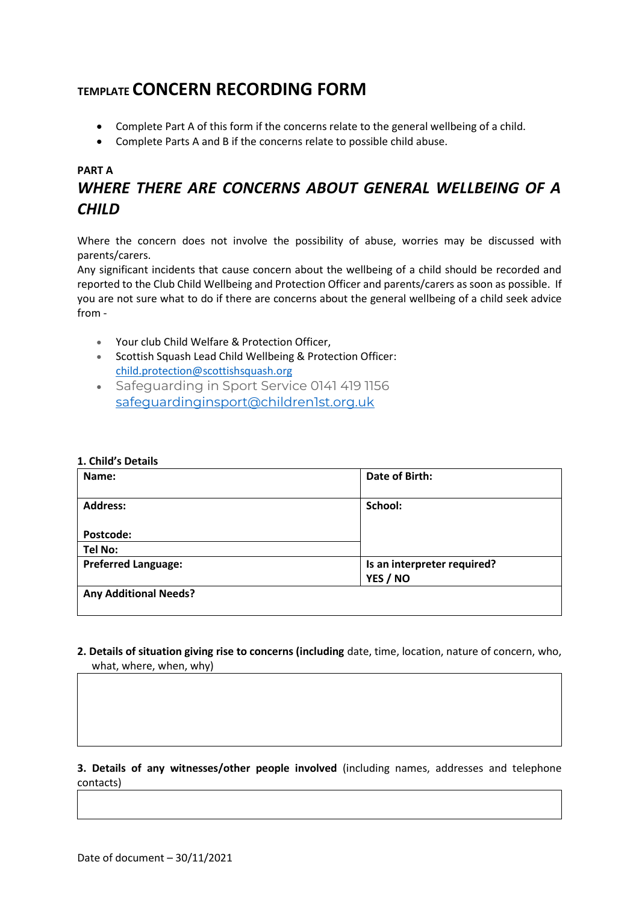# TEMPLATE CONCERN RECORDING FORM

- Complete Part A of this form if the concerns relate to the general wellbeing of a child.
- Complete Parts A and B if the concerns relate to possible child abuse.

**PART A**

## *WHERE THERE ARE CONCERNS ABOUT GENERAL WELLBEING OF A CHILD*

Where the concern does not involve the possibility of abuse, worries may be discussed with parents/carers.
Any significant incidents that cause concern about the wellbeing of a child should be recorded and reported to the Club Child Wellbeing and Protection Officer and parents/carers as soon as possible. If you are not sure what to do if there are concerns about the general wellbeing of a child seek advice from -

- Your club Child Welfare & Protection Officer,
- Scottish Squash Lead Child Wellbeing & Protection Officer: child.protection@scottishsquash.org
- Safeguarding in Sport Service 0141 419 1156 safeguardinginsport@children1st.org.uk

**1. Child's Details**

| **Name:** | **Date of Birth:** |
|---|---|
| **Address:**<br><br>**Postcode:** | **School:** |
| **Tel No:** | |
| **Preferred Language:** | **Is an interpreter required?**<br>**YES / NO** |
| **Any Additional Needs?** | |

**2. Details of situation giving rise to concerns (including** date, time, location, nature of concern, who, what, where, when, why)

| |
|---|
| |

**3. Details of any witnesses/other people involved** (including names, addresses and telephone contacts)

| |
|---|
| |

Date of document – 30/11/2021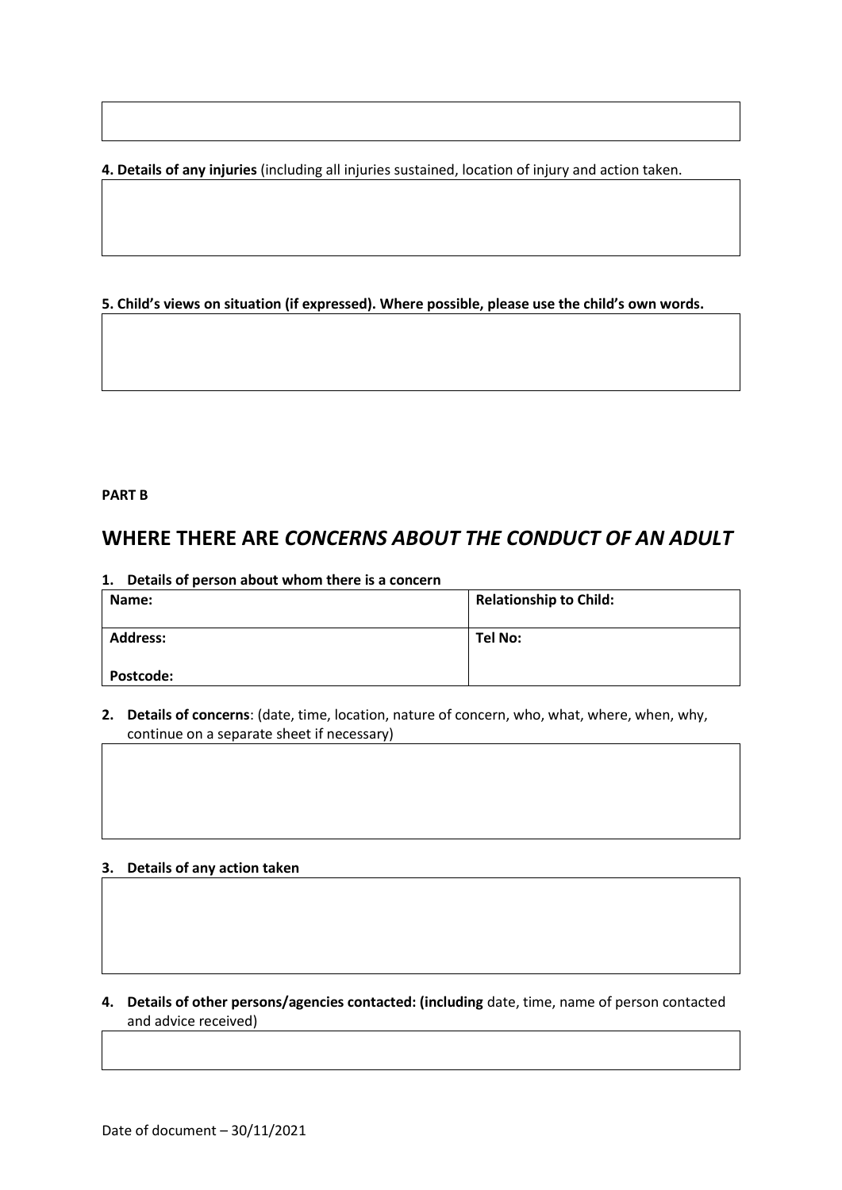**4. Details of any injuries** (including all injuries sustained, location of injury and action taken.

**5. Child's views on situation (if expressed). Where possible, please use the child's own words.**

**PART B**

## WHERE THERE ARE *CONCERNS ABOUT THE CONDUCT OF AN ADULT*

**1. Details of person about whom there is a concern**

| **Name:** | **Relationship to Child:** |
|---|---|
| **Address:**<br><br>**Postcode:** | **Tel No:** |

**2. Details of concerns**: (date, time, location, nature of concern, who, what, where, when, why, continue on a separate sheet if necessary)

**3. Details of any action taken**

**4. Details of other persons/agencies contacted: (including** date, time, name of person contacted and advice received)

Date of document – 30/11/2021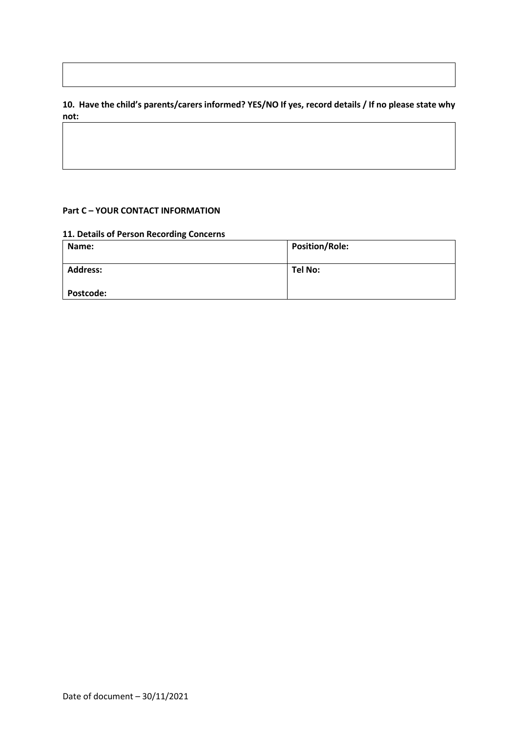**10. Have the child's parents/carers informed? YES/NO If yes, record details / If no please state why not:**

**Part C – YOUR CONTACT INFORMATION**

**11. Details of Person Recording Concerns**

| | |
|---|---|
| **Name:** | **Position/Role:** |
| **Address:**<br><br>**Postcode:** | **Tel No:** |

Date of document – 30/11/2021